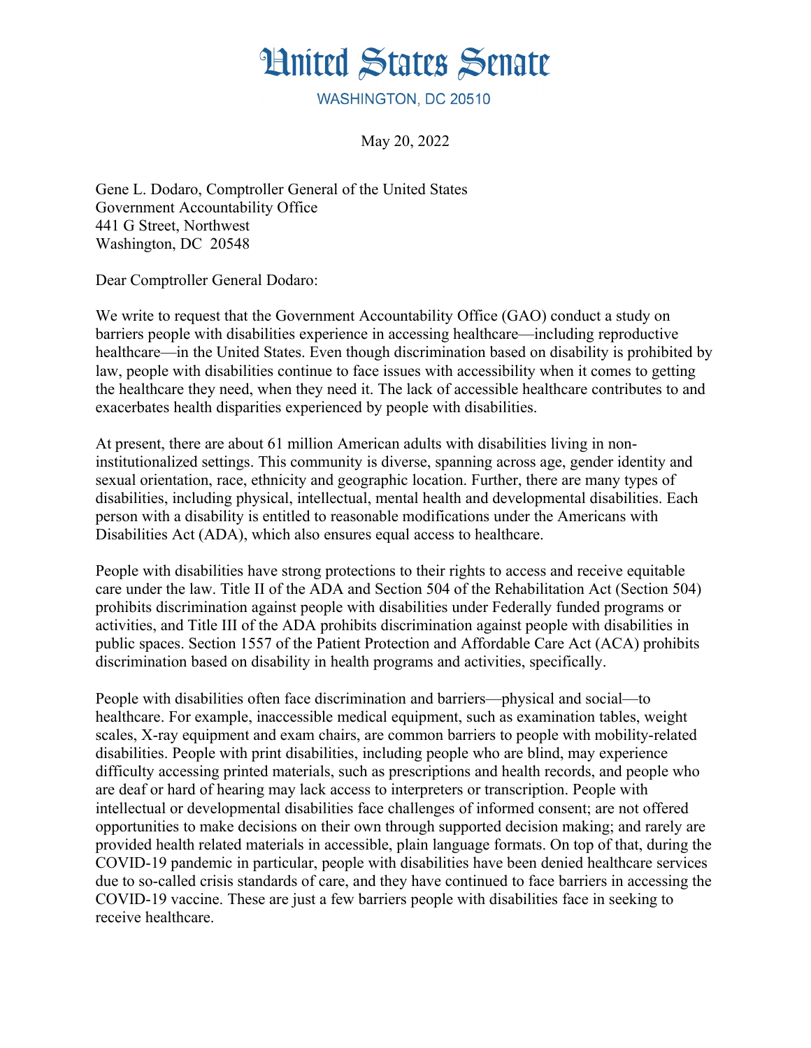# United States Senate

WASHINGTON, DC 20510

May 20, 2022

Gene L. Dodaro, Comptroller General of the United States
Government Accountability Office
441 G Street, Northwest
Washington, DC 20548

Dear Comptroller General Dodaro:

We write to request that the Government Accountability Office (GAO) conduct a study on barriers people with disabilities experience in accessing healthcare—including reproductive healthcare—in the United States. Even though discrimination based on disability is prohibited by law, people with disabilities continue to face issues with accessibility when it comes to getting the healthcare they need, when they need it. The lack of accessible healthcare contributes to and exacerbates health disparities experienced by people with disabilities.

At present, there are about 61 million American adults with disabilities living in non-institutionalized settings. This community is diverse, spanning across age, gender identity and sexual orientation, race, ethnicity and geographic location. Further, there are many types of disabilities, including physical, intellectual, mental health and developmental disabilities. Each person with a disability is entitled to reasonable modifications under the Americans with Disabilities Act (ADA), which also ensures equal access to healthcare.

People with disabilities have strong protections to their rights to access and receive equitable care under the law. Title II of the ADA and Section 504 of the Rehabilitation Act (Section 504) prohibits discrimination against people with disabilities under Federally funded programs or activities, and Title III of the ADA prohibits discrimination against people with disabilities in public spaces. Section 1557 of the Patient Protection and Affordable Care Act (ACA) prohibits discrimination based on disability in health programs and activities, specifically.

People with disabilities often face discrimination and barriers—physical and social—to healthcare. For example, inaccessible medical equipment, such as examination tables, weight scales, X-ray equipment and exam chairs, are common barriers to people with mobility-related disabilities. People with print disabilities, including people who are blind, may experience difficulty accessing printed materials, such as prescriptions and health records, and people who are deaf or hard of hearing may lack access to interpreters or transcription. People with intellectual or developmental disabilities face challenges of informed consent; are not offered opportunities to make decisions on their own through supported decision making; and rarely are provided health related materials in accessible, plain language formats. On top of that, during the COVID-19 pandemic in particular, people with disabilities have been denied healthcare services due to so-called crisis standards of care, and they have continued to face barriers in accessing the COVID-19 vaccine. These are just a few barriers people with disabilities face in seeking to receive healthcare.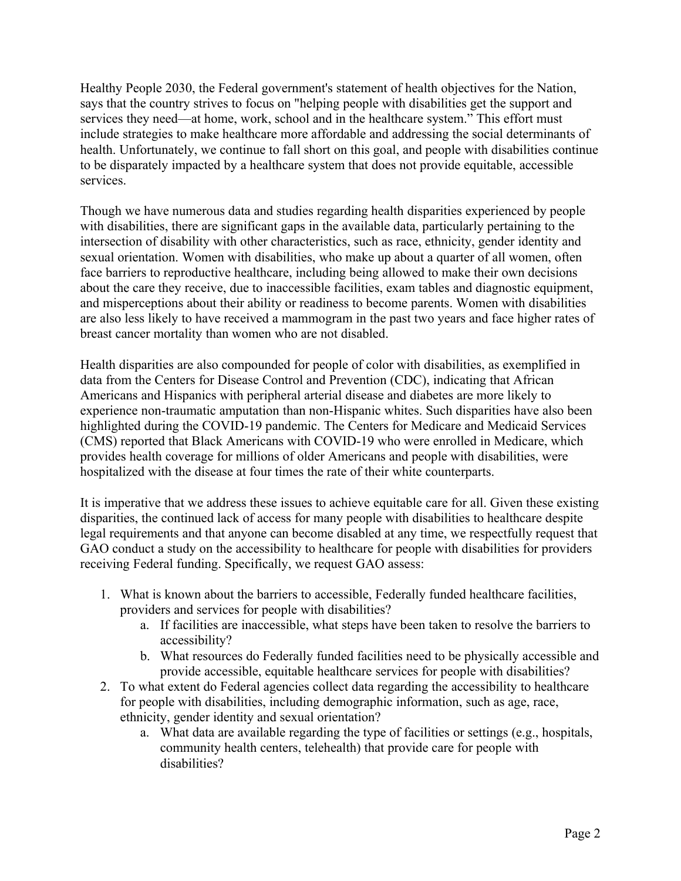Healthy People 2030, the Federal government's statement of health objectives for the Nation, says that the country strives to focus on "helping people with disabilities get the support and services they need—at home, work, school and in the healthcare system." This effort must include strategies to make healthcare more affordable and addressing the social determinants of health. Unfortunately, we continue to fall short on this goal, and people with disabilities continue to be disparately impacted by a healthcare system that does not provide equitable, accessible services.

Though we have numerous data and studies regarding health disparities experienced by people with disabilities, there are significant gaps in the available data, particularly pertaining to the intersection of disability with other characteristics, such as race, ethnicity, gender identity and sexual orientation. Women with disabilities, who make up about a quarter of all women, often face barriers to reproductive healthcare, including being allowed to make their own decisions about the care they receive, due to inaccessible facilities, exam tables and diagnostic equipment, and misperceptions about their ability or readiness to become parents. Women with disabilities are also less likely to have received a mammogram in the past two years and face higher rates of breast cancer mortality than women who are not disabled.

Health disparities are also compounded for people of color with disabilities, as exemplified in data from the Centers for Disease Control and Prevention (CDC), indicating that African Americans and Hispanics with peripheral arterial disease and diabetes are more likely to experience non-traumatic amputation than non-Hispanic whites. Such disparities have also been highlighted during the COVID-19 pandemic. The Centers for Medicare and Medicaid Services (CMS) reported that Black Americans with COVID-19 who were enrolled in Medicare, which provides health coverage for millions of older Americans and people with disabilities, were hospitalized with the disease at four times the rate of their white counterparts.

It is imperative that we address these issues to achieve equitable care for all. Given these existing disparities, the continued lack of access for many people with disabilities to healthcare despite legal requirements and that anyone can become disabled at any time, we respectfully request that GAO conduct a study on the accessibility to healthcare for people with disabilities for providers receiving Federal funding. Specifically, we request GAO assess:

1. What is known about the barriers to accessible, Federally funded healthcare facilities, providers and services for people with disabilities?
    a. If facilities are inaccessible, what steps have been taken to resolve the barriers to accessibility?
    b. What resources do Federally funded facilities need to be physically accessible and provide accessible, equitable healthcare services for people with disabilities?
2. To what extent do Federal agencies collect data regarding the accessibility to healthcare for people with disabilities, including demographic information, such as age, race, ethnicity, gender identity and sexual orientation?
    a. What data are available regarding the type of facilities or settings (e.g., hospitals, community health centers, telehealth) that provide care for people with disabilities?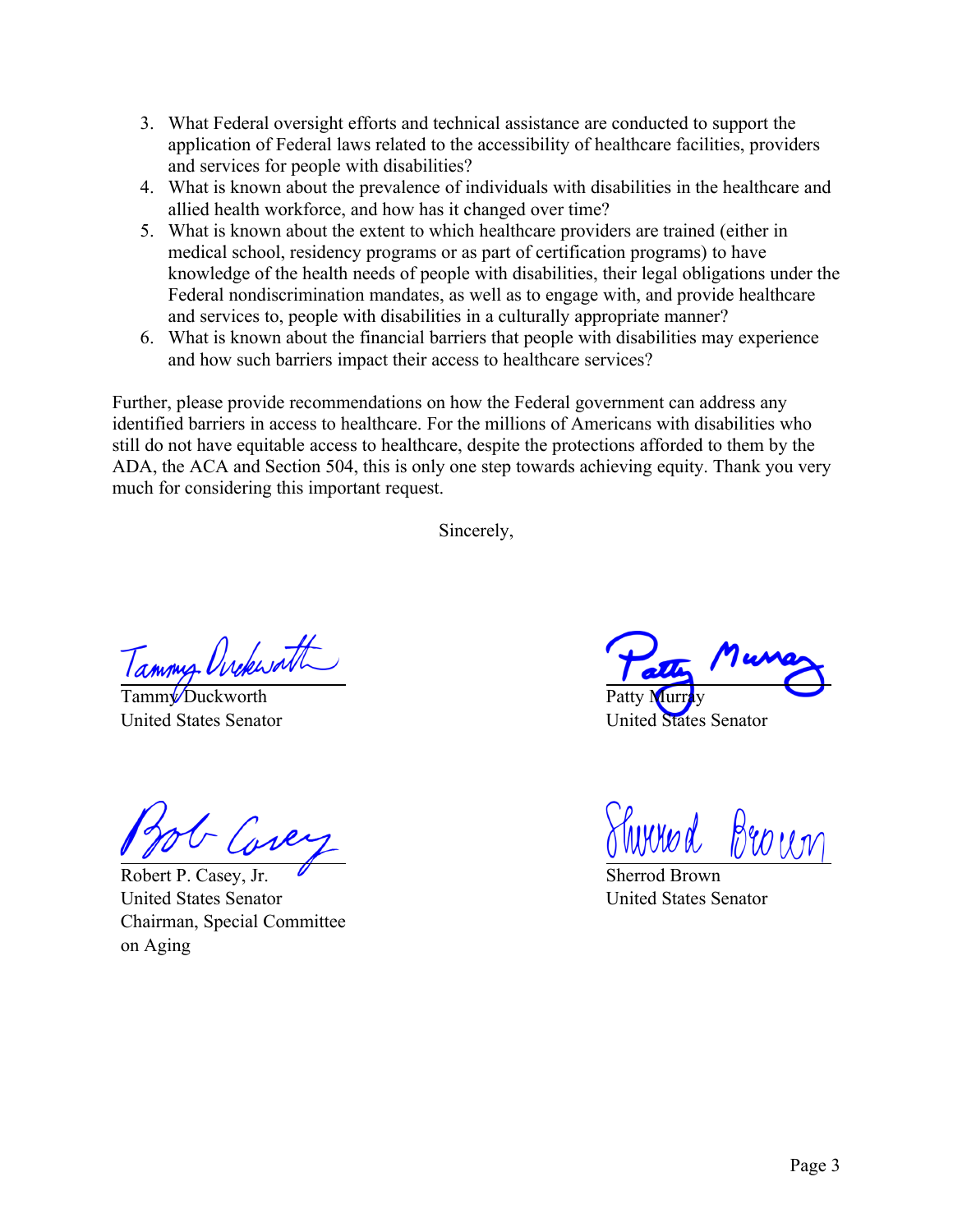3. What Federal oversight efforts and technical assistance are conducted to support the application of Federal laws related to the accessibility of healthcare facilities, providers and services for people with disabilities?
4. What is known about the prevalence of individuals with disabilities in the healthcare and allied health workforce, and how has it changed over time?
5. What is known about the extent to which healthcare providers are trained (either in medical school, residency programs or as part of certification programs) to have knowledge of the health needs of people with disabilities, their legal obligations under the Federal nondiscrimination mandates, as well as to engage with, and provide healthcare and services to, people with disabilities in a culturally appropriate manner?
6. What is known about the financial barriers that people with disabilities may experience and how such barriers impact their access to healthcare services?

Further, please provide recommendations on how the Federal government can address any identified barriers in access to healthcare. For the millions of Americans with disabilities who still do not have equitable access to healthcare, despite the protections afforded to them by the ADA, the ACA and Section 504, this is only one step towards achieving equity. Thank you very much for considering this important request.

Sincerely,

Tammy Duckworth
United States Senator

Patty Murray
United States Senator

Robert P. Casey, Jr.
United States Senator
Chairman, Special Committee on Aging

Sherrod Brown
United States Senator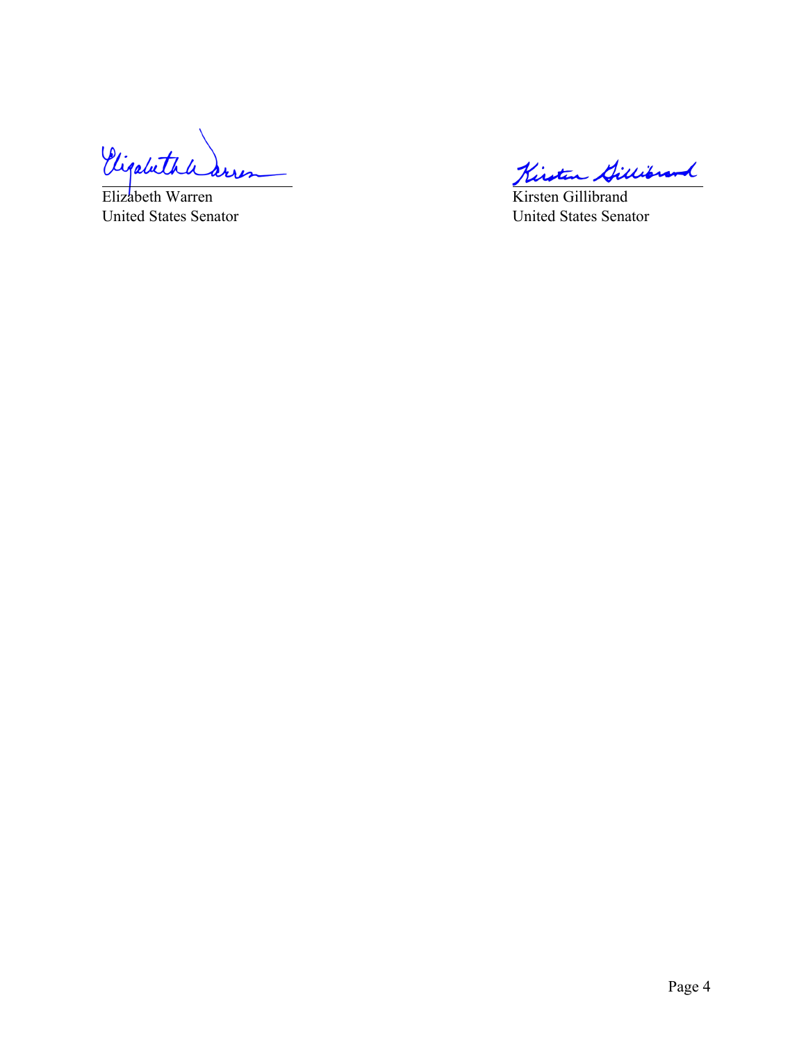Elizabeth Warren
United States Senator

Kirsten Gillibrand
United States Senator